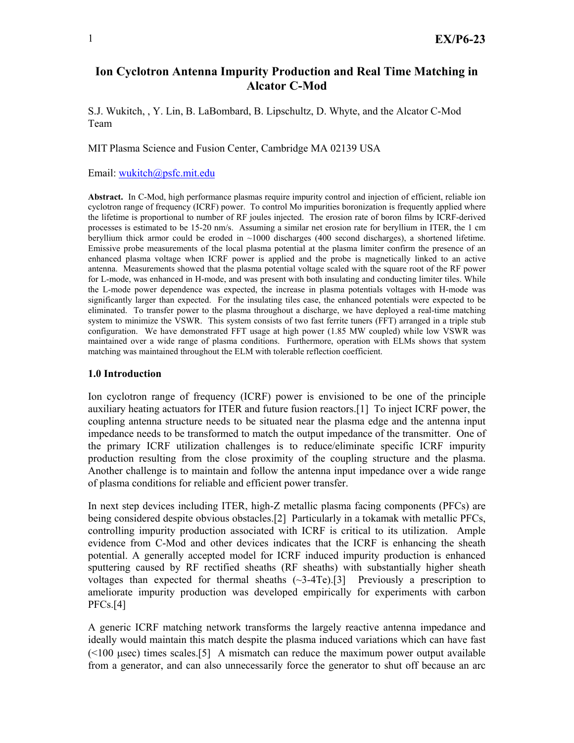# Ion Cyclotron Antenna Impurity Production and Real Time Matching in Alcator C-Mod

S.J. Wukitch, , Y. Lin, B. LaBombard, B. Lipschultz, D. Whyte, and the Alcator C-Mod Team

MIT Plasma Science and Fusion Center, Cambridge MA 02139 USA

Email: wukitch@psfc.mit.edu

**Abstract.** In C-Mod, high performance plasmas require impurity control and injection of efficient, reliable ion cyclotron range of frequency (ICRF) power. To control Mo impurities boronization is frequently applied where the lifetime is proportional to number of RF joules injected. The erosion rate of boron films by ICRF-derived processes is estimated to be 15-20 nm/s. Assuming a similar net erosion rate for beryllium in ITER, the 1 cm beryllium thick armor could be eroded in ~1000 discharges (400 second discharges), a shortened lifetime. Emissive probe measurements of the local plasma potential at the plasma limiter confirm the presence of an enhanced plasma voltage when ICRF power is applied and the probe is magnetically linked to an active antenna. Measurements showed that the plasma potential voltage scaled with the square root of the RF power for L-mode, was enhanced in H-mode, and was present with both insulating and conducting limiter tiles. While the L-mode power dependence was expected, the increase in plasma potentials voltages with H-mode was significantly larger than expected. For the insulating tiles case, the enhanced potentials were expected to be eliminated. To transfer power to the plasma throughout a discharge, we have deployed a real-time matching system to minimize the VSWR. This system consists of two fast ferrite tuners (FFT) arranged in a triple stub configuration. We have demonstrated FFT usage at high power (1.85 MW coupled) while low VSWR was maintained over a wide range of plasma conditions. Furthermore, operation with ELMs shows that system matching was maintained throughout the ELM with tolerable reflection coefficient.

## 1.0 Introduction

Ion cyclotron range of frequency (ICRF) power is envisioned to be one of the principle auxiliary heating actuators for ITER and future fusion reactors.[1] To inject ICRF power, the coupling antenna structure needs to be situated near the plasma edge and the antenna input impedance needs to be transformed to match the output impedance of the transmitter. One of the primary ICRF utilization challenges is to reduce/eliminate specific ICRF impurity production resulting from the close proximity of the coupling structure and the plasma. Another challenge is to maintain and follow the antenna input impedance over a wide range of plasma conditions for reliable and efficient power transfer.

In next step devices including ITER, high-Z metallic plasma facing components (PFCs) are being considered despite obvious obstacles.[2] Particularly in a tokamak with metallic PFCs, controlling impurity production associated with ICRF is critical to its utilization. Ample evidence from C-Mod and other devices indicates that the ICRF is enhancing the sheath potential. A generally accepted model for ICRF induced impurity production is enhanced sputtering caused by RF rectified sheaths (RF sheaths) with substantially higher sheath voltages than expected for thermal sheaths (~3-4Te).[3] Previously a prescription to ameliorate impurity production was developed empirically for experiments with carbon PFCs.[4]

A generic ICRF matching network transforms the largely reactive antenna impedance and ideally would maintain this match despite the plasma induced variations which can have fast (<100 μsec) times scales.[5] A mismatch can reduce the maximum power output available from a generator, and can also unnecessarily force the generator to shut off because an arc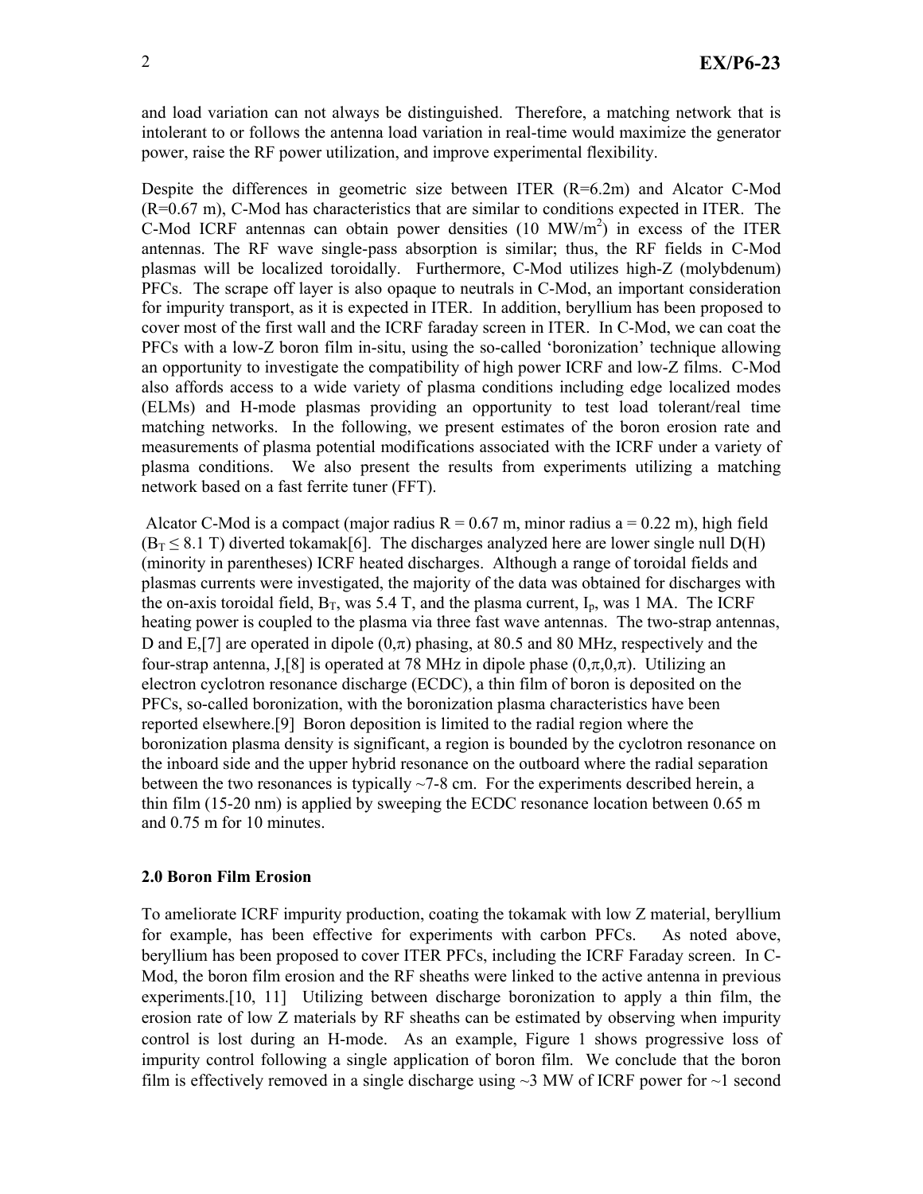and load variation can not always be distinguished. Therefore, a matching network that is intolerant to or follows the antenna load variation in real-time would maximize the generator power, raise the RF power utilization, and improve experimental flexibility.

Despite the differences in geometric size between ITER (R=6.2m) and Alcator C-Mod (R=0.67 m), C-Mod has characteristics that are similar to conditions expected in ITER. The C-Mod ICRF antennas can obtain power densities (10 $MW/m^2$) in excess of the ITER antennas. The RF wave single-pass absorption is similar; thus, the RF fields in C-Mod plasmas will be localized toroidally. Furthermore, C-Mod utilizes high-Z (molybdenum) PFCs. The scrape off layer is also opaque to neutrals in C-Mod, an important consideration for impurity transport, as it is expected in ITER. In addition, beryllium has been proposed to cover most of the first wall and the ICRF faraday screen in ITER. In C-Mod, we can coat the PFCs with a low-Z boron film in-situ, using the so-called 'boronization' technique allowing an opportunity to investigate the compatibility of high power ICRF and low-Z films. C-Mod also affords access to a wide variety of plasma conditions including edge localized modes (ELMs) and H-mode plasmas providing an opportunity to test load tolerant/real time matching networks. In the following, we present estimates of the boron erosion rate and measurements of plasma potential modifications associated with the ICRF under a variety of plasma conditions. We also present the results from experiments utilizing a matching network based on a fast ferrite tuner (FFT).

Alcator C-Mod is a compact (major radius R = 0.67 m, minor radius a = 0.22 m), high field ($B_T \leq 8.1$ T) diverted tokamak[6]. The discharges analyzed here are lower single null D(H) (minority in parentheses) ICRF heated discharges. Although a range of toroidal fields and plasmas currents were investigated, the majority of the data was obtained for discharges with the on-axis toroidal field, $B_T$, was 5.4 T, and the plasma current, $I_p$, was 1 MA. The ICRF heating power is coupled to the plasma via three fast wave antennas. The two-strap antennas, D and E,[7] are operated in dipole $(0,\pi)$ phasing, at 80.5 and 80 MHz, respectively and the four-strap antenna, J,[8] is operated at 78 MHz in dipole phase $(0,\pi,0,\pi)$. Utilizing an electron cyclotron resonance discharge (ECDC), a thin film of boron is deposited on the PFCs, so-called boronization, with the boronization plasma characteristics have been reported elsewhere.[9] Boron deposition is limited to the radial region where the boronization plasma density is significant, a region is bounded by the cyclotron resonance on the inboard side and the upper hybrid resonance on the outboard where the radial separation between the two resonances is typically ~7-8 cm. For the experiments described herein, a thin film (15-20 nm) is applied by sweeping the ECDC resonance location between 0.65 m and 0.75 m for 10 minutes.

### 2.0 Boron Film Erosion

To ameliorate ICRF impurity production, coating the tokamak with low Z material, beryllium for example, has been effective for experiments with carbon PFCs. As noted above, beryllium has been proposed to cover ITER PFCs, including the ICRF Faraday screen. In C-Mod, the boron film erosion and the RF sheaths were linked to the active antenna in previous experiments.[10, 11] Utilizing between discharge boronization to apply a thin film, the erosion rate of low Z materials by RF sheaths can be estimated by observing when impurity control is lost during an H-mode. As an example, Figure 1 shows progressive loss of impurity control following a single application of boron film. We conclude that the boron film is effectively removed in a single discharge using ~3 MW of ICRF power for ~1 second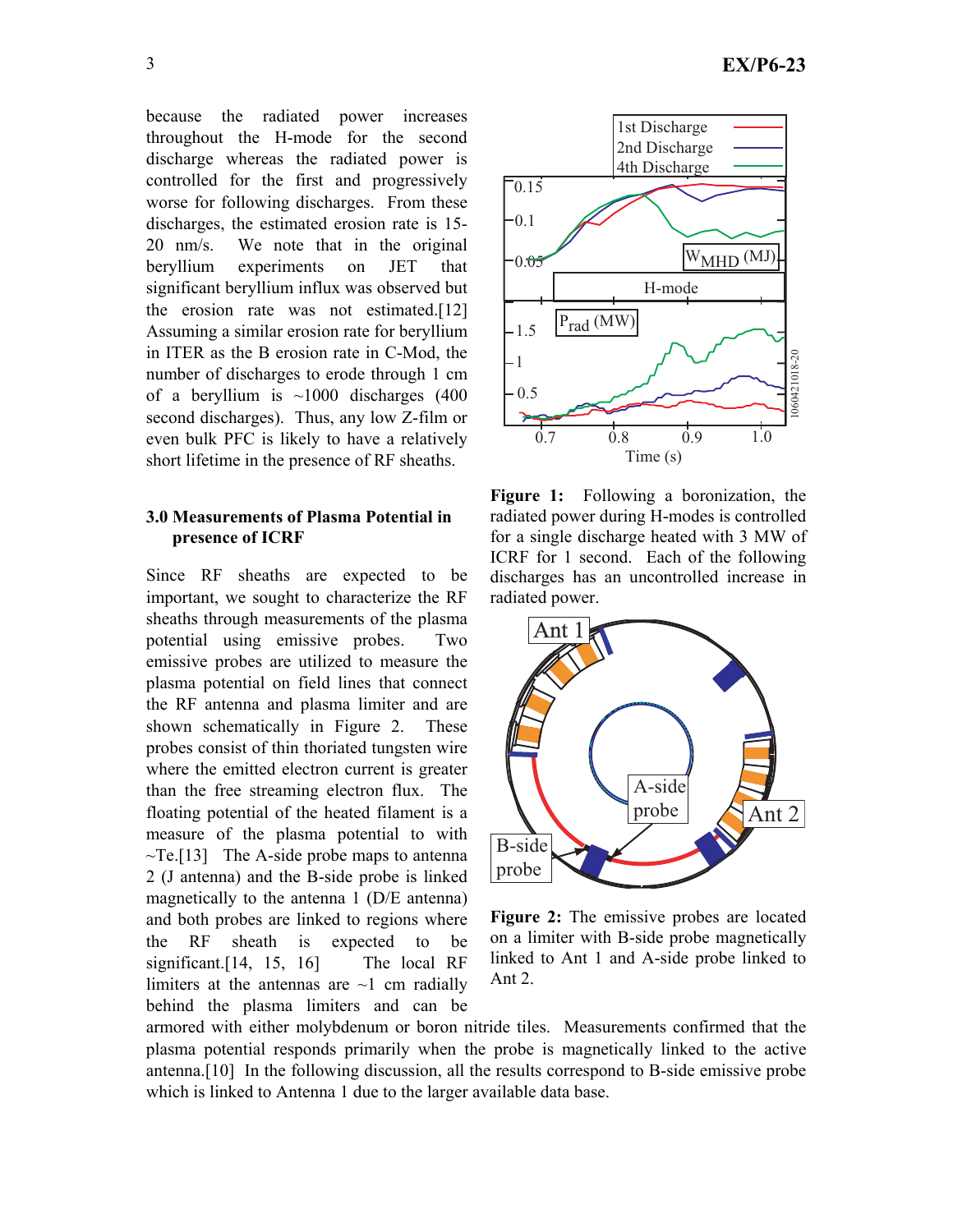because the radiated power increases throughout the H-mode for the second discharge whereas the radiated power is controlled for the first and progressively worse for following discharges. From these discharges, the estimated erosion rate is 15-20 nm/s. We note that in the original beryllium experiments on JET that significant beryllium influx was observed but the erosion rate was not estimated.[12] Assuming a similar erosion rate for beryllium in ITER as the B erosion rate in C-Mod, the number of discharges to erode through 1 cm of a beryllium is ~1000 discharges (400 second discharges). Thus, any low Z-film or even bulk PFC is likely to have a relatively short lifetime in the presence of RF sheaths.

**Figure 1:** Following a boronization, the radiated power during H-modes is controlled for a single discharge heated with 3 MW of ICRF for 1 second. Each of the following discharges has an uncontrolled increase in radiated power.

## 3.0 Measurements of Plasma Potential in presence of ICRF

Since RF sheaths are expected to be important, we sought to characterize the RF sheaths through measurements of the plasma potential using emissive probes. Two emissive probes are utilized to measure the plasma potential on field lines that connect the RF antenna and plasma limiter and are shown schematically in Figure 2. These probes consist of thin thoriated tungsten wire where the emitted electron current is greater than the free streaming electron flux. The floating potential of the heated filament is a measure of the plasma potential to with ~Te.[13] The A-side probe maps to antenna 2 (J antenna) and the B-side probe is linked magnetically to the antenna 1 (D/E antenna) and both probes are linked to regions where the RF sheath is expected to be significant.[14, 15, 16] The local RF limiters at the antennas are ~1 cm radially behind the plasma limiters and can be armored with either molybdenum or boron nitride tiles. Measurements confirmed that the plasma potential responds primarily when the probe is magnetically linked to the active antenna.[10] In the following discussion, all the results correspond to B-side emissive probe which is linked to Antenna 1 due to the larger available data base.

**Figure 2:** The emissive probes are located on a limiter with B-side probe magnetically linked to Ant 1 and A-side probe linked to Ant 2.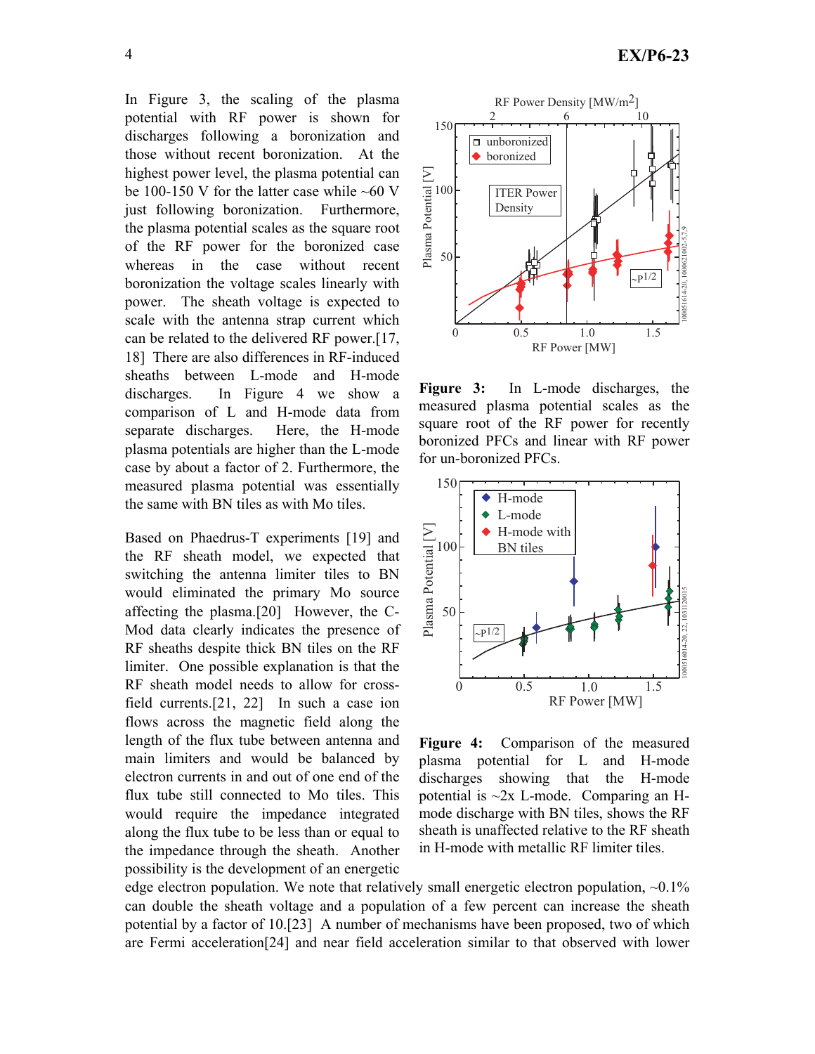In Figure 3, the scaling of the plasma potential with RF power is shown for discharges following a boronization and those without recent boronization. At the highest power level, the plasma potential can be 100-150 V for the latter case while ~60 V just following boronization. Furthermore, the plasma potential scales as the square root of the RF power for the boronized case whereas in the case without recent boronization the voltage scales linearly with power. The sheath voltage is expected to scale with the antenna strap current which can be related to the delivered RF power.[17, 18] There are also differences in RF-induced sheaths between L-mode and H-mode discharges. In Figure 4 we show a comparison of L and H-mode data from separate discharges. Here, the H-mode plasma potentials are higher than the L-mode case by about a factor of 2. Furthermore, the measured plasma potential was essentially the same with BN tiles as with Mo tiles.

**Figure 3:** In L-mode discharges, the measured plasma potential scales as the square root of the RF power for recently boronized PFCs and linear with RF power for un-boronized PFCs.

Based on Phaedrus-T experiments [19] and the RF sheath model, we expected that switching the antenna limiter tiles to BN would eliminated the primary Mo source affecting the plasma.[20] However, the C-Mod data clearly indicates the presence of RF sheaths despite thick BN tiles on the RF limiter. One possible explanation is that the RF sheath model needs to allow for cross-field currents.[21, 22] In such a case ion flows across the magnetic field along the length of the flux tube between antenna and main limiters and would be balanced by electron currents in and out of one end of the flux tube still connected to Mo tiles. This would require the impedance integrated along the flux tube to be less than or equal to the impedance through the sheath. Another possibility is the development of an energetic edge electron population. We note that relatively small energetic electron population, ~0.1% can double the sheath voltage and a population of a few percent can increase the sheath potential by a factor of 10.[23] A number of mechanisms have been proposed, two of which are Fermi acceleration[24] and near field acceleration similar to that observed with lower

**Figure 4:** Comparison of the measured plasma potential for L and H-mode discharges showing that the H-mode potential is ~2x L-mode. Comparing an H-mode discharge with BN tiles, shows the RF sheath is unaffected relative to the RF sheath in H-mode with metallic RF limiter tiles.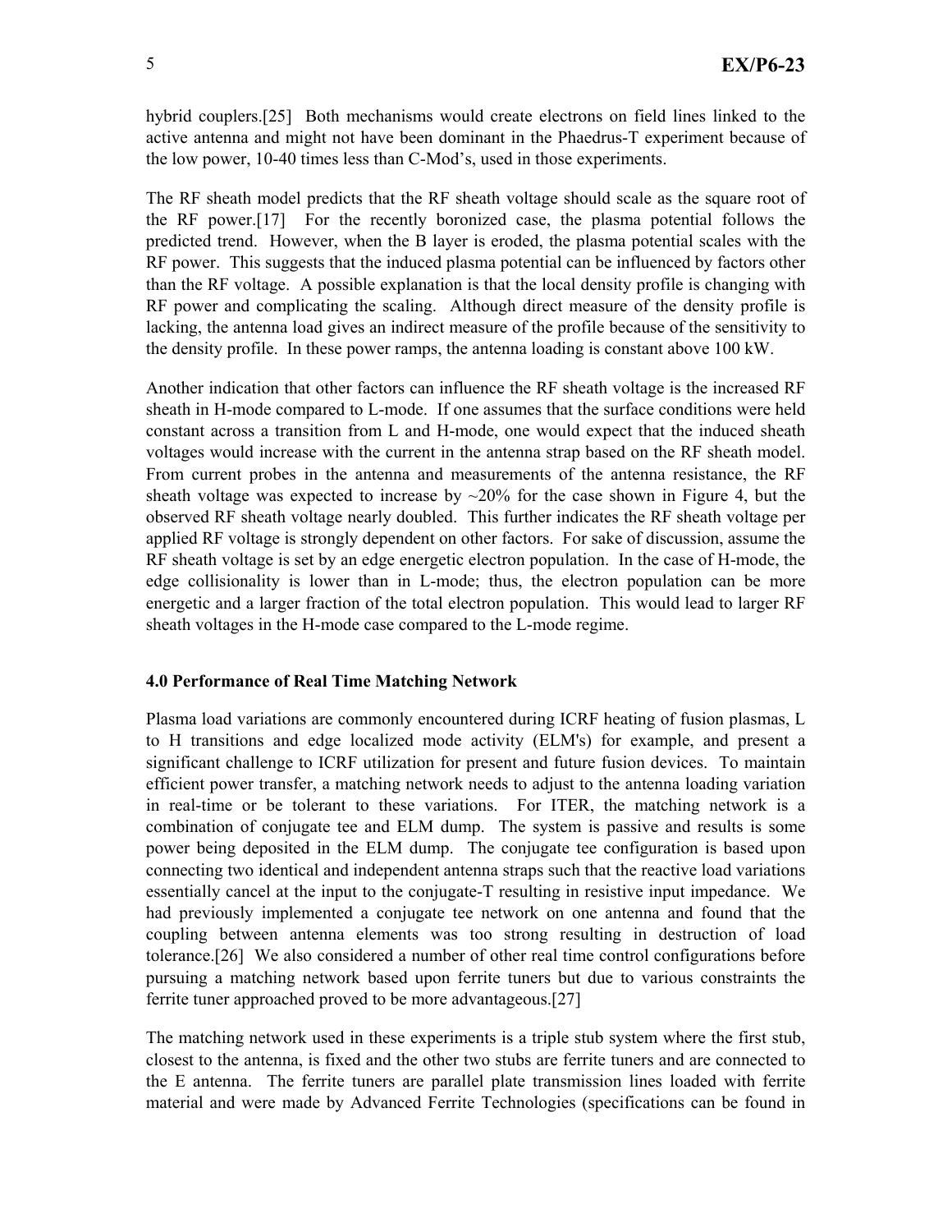hybrid couplers.[25] Both mechanisms would create electrons on field lines linked to the active antenna and might not have been dominant in the Phaedrus-T experiment because of the low power, 10-40 times less than C-Mod's, used in those experiments.

The RF sheath model predicts that the RF sheath voltage should scale as the square root of the RF power.[17] For the recently boronized case, the plasma potential follows the predicted trend. However, when the B layer is eroded, the plasma potential scales with the RF power. This suggests that the induced plasma potential can be influenced by factors other than the RF voltage. A possible explanation is that the local density profile is changing with RF power and complicating the scaling. Although direct measure of the density profile is lacking, the antenna load gives an indirect measure of the profile because of the sensitivity to the density profile. In these power ramps, the antenna loading is constant above 100 kW.

Another indication that other factors can influence the RF sheath voltage is the increased RF sheath in H-mode compared to L-mode. If one assumes that the surface conditions were held constant across a transition from L and H-mode, one would expect that the induced sheath voltages would increase with the current in the antenna strap based on the RF sheath model. From current probes in the antenna and measurements of the antenna resistance, the RF sheath voltage was expected to increase by ~20% for the case shown in Figure 4, but the observed RF sheath voltage nearly doubled. This further indicates the RF sheath voltage per applied RF voltage is strongly dependent on other factors. For sake of discussion, assume the RF sheath voltage is set by an edge energetic electron population. In the case of H-mode, the edge collisionality is lower than in L-mode; thus, the electron population can be more energetic and a larger fraction of the total electron population. This would lead to larger RF sheath voltages in the H-mode case compared to the L-mode regime.

### 4.0 Performance of Real Time Matching Network

Plasma load variations are commonly encountered during ICRF heating of fusion plasmas, L to H transitions and edge localized mode activity (ELM's) for example, and present a significant challenge to ICRF utilization for present and future fusion devices. To maintain efficient power transfer, a matching network needs to adjust to the antenna loading variation in real-time or be tolerant to these variations. For ITER, the matching network is a combination of conjugate tee and ELM dump. The system is passive and results is some power being deposited in the ELM dump. The conjugate tee configuration is based upon connecting two identical and independent antenna straps such that the reactive load variations essentially cancel at the input to the conjugate-T resulting in resistive input impedance. We had previously implemented a conjugate tee network on one antenna and found that the coupling between antenna elements was too strong resulting in destruction of load tolerance.[26] We also considered a number of other real time control configurations before pursuing a matching network based upon ferrite tuners but due to various constraints the ferrite tuner approached proved to be more advantageous.[27]

The matching network used in these experiments is a triple stub system where the first stub, closest to the antenna, is fixed and the other two stubs are ferrite tuners and are connected to the E antenna. The ferrite tuners are parallel plate transmission lines loaded with ferrite material and were made by Advanced Ferrite Technologies (specifications can be found in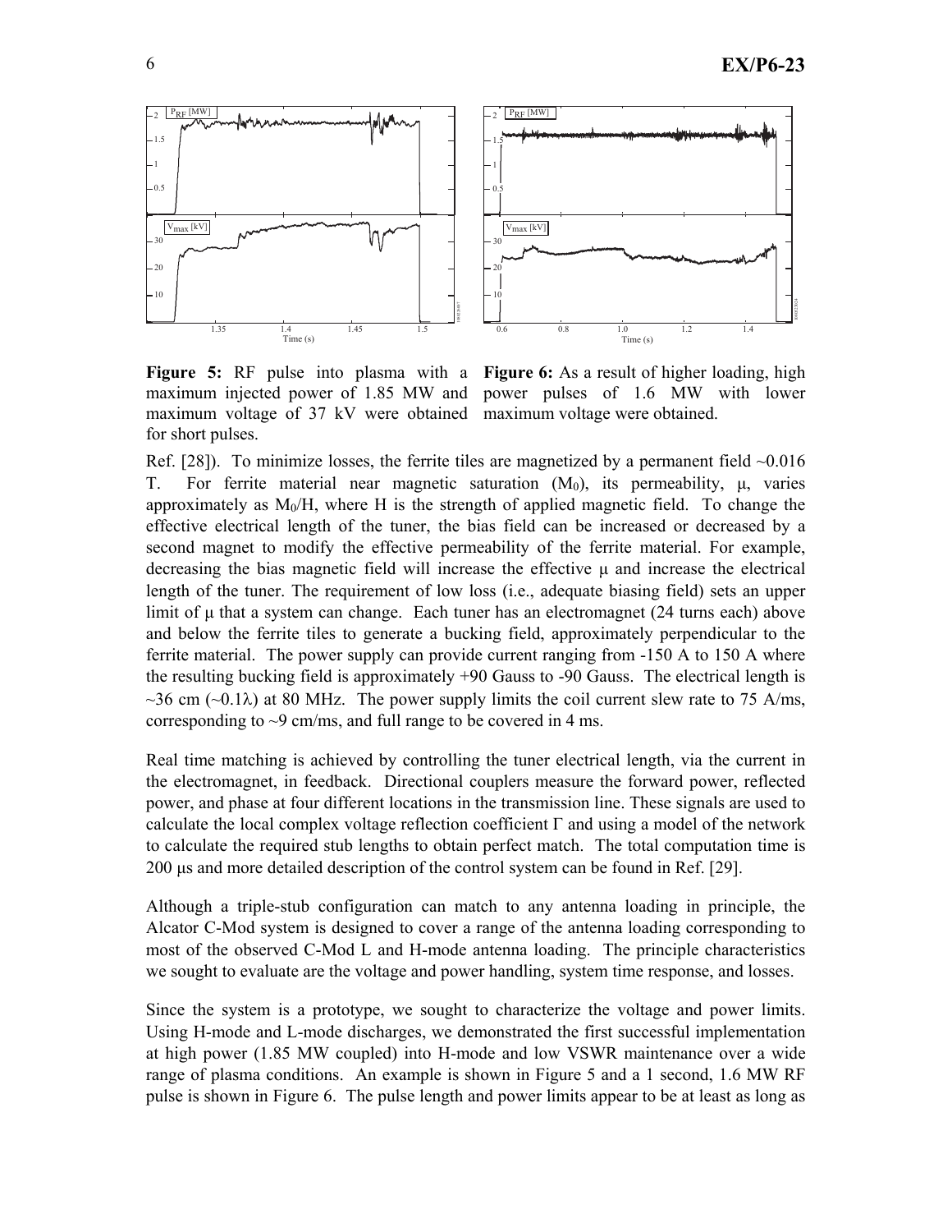**Figure 5:** RF pulse into plasma with a maximum injected power of 1.85 MW and maximum voltage of 37 kV were obtained for short pulses.

**Figure 6:** As a result of higher loading, high power pulses of 1.6 MW with lower maximum voltage were obtained.

Ref. [28]). To minimize losses, the ferrite tiles are magnetized by a permanent field ~0.016 T. For ferrite material near magnetic saturation ($M_0$), its permeability, μ, varies approximately as $M_0/H$, where H is the strength of applied magnetic field. To change the effective electrical length of the tuner, the bias field can be increased or decreased by a second magnet to modify the effective permeability of the ferrite material. For example, decreasing the bias magnetic field will increase the effective μ and increase the electrical length of the tuner. The requirement of low loss (i.e., adequate biasing field) sets an upper limit of μ that a system can change. Each tuner has an electromagnet (24 turns each) above and below the ferrite tiles to generate a bucking field, approximately perpendicular to the ferrite material. The power supply can provide current ranging from -150 A to 150 A where the resulting bucking field is approximately +90 Gauss to -90 Gauss. The electrical length is ~36 cm (~0.1λ) at 80 MHz. The power supply limits the coil current slew rate to 75 A/ms, corresponding to ~9 cm/ms, and full range to be covered in 4 ms.

Real time matching is achieved by controlling the tuner electrical length, via the current in the electromagnet, in feedback. Directional couplers measure the forward power, reflected power, and phase at four different locations in the transmission line. These signals are used to calculate the local complex voltage reflection coefficient Γ and using a model of the network to calculate the required stub lengths to obtain perfect match. The total computation time is 200 μs and more detailed description of the control system can be found in Ref. [29].

Although a triple-stub configuration can match to any antenna loading in principle, the Alcator C-Mod system is designed to cover a range of the antenna loading corresponding to most of the observed C-Mod L and H-mode antenna loading. The principle characteristics we sought to evaluate are the voltage and power handling, system time response, and losses.

Since the system is a prototype, we sought to characterize the voltage and power limits. Using H-mode and L-mode discharges, we demonstrated the first successful implementation at high power (1.85 MW coupled) into H-mode and low VSWR maintenance over a wide range of plasma conditions. An example is shown in Figure 5 and a 1 second, 1.6 MW RF pulse is shown in Figure 6. The pulse length and power limits appear to be at least as long as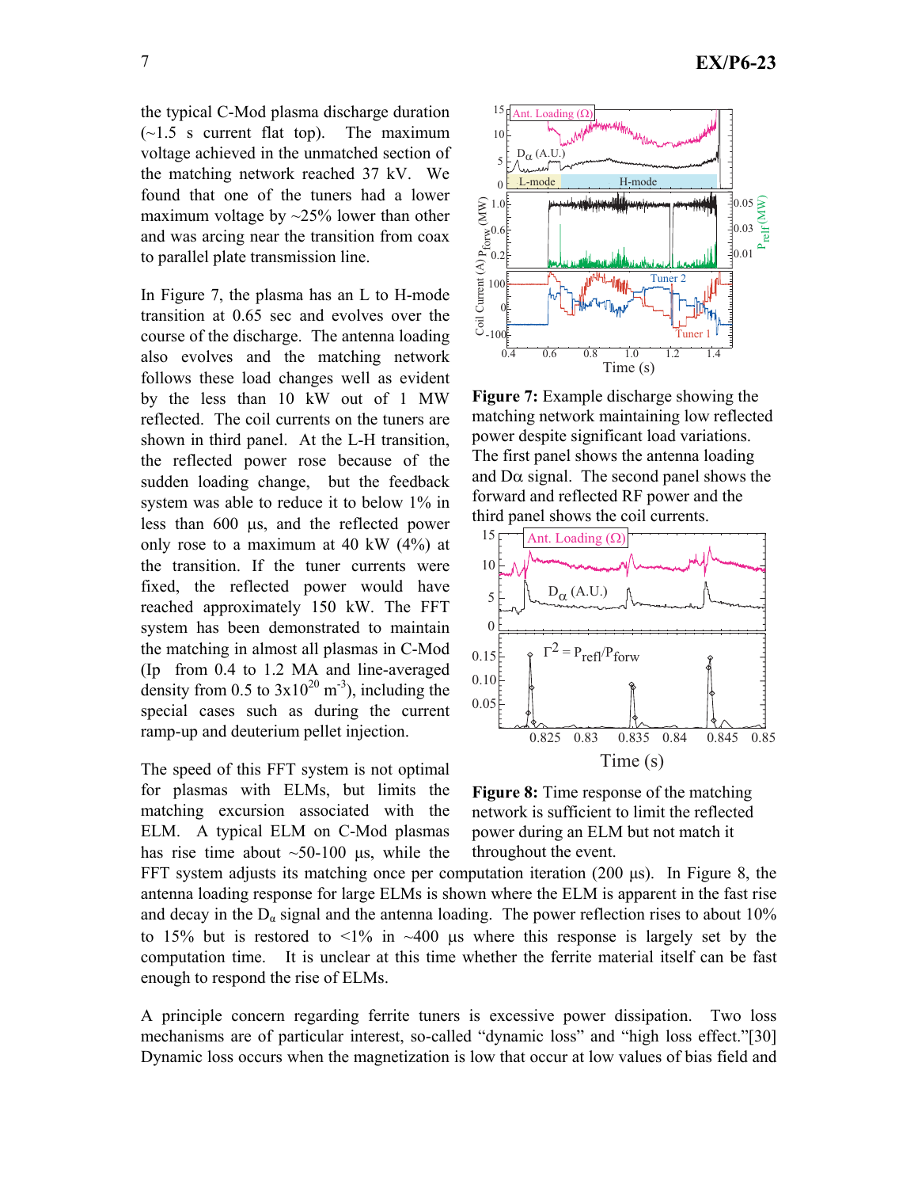the typical C-Mod plasma discharge duration (~1.5 s current flat top). The maximum voltage achieved in the unmatched section of the matching network reached 37 kV. We found that one of the tuners had a lower maximum voltage by ~25% lower than other and was arcing near the transition from coax to parallel plate transmission line.

In Figure 7, the plasma has an L to H-mode transition at 0.65 sec and evolves over the course of the discharge. The antenna loading also evolves and the matching network follows these load changes well as evident by the less than 10 kW out of 1 MW reflected. The coil currents on the tuners are shown in third panel. At the L-H transition, the reflected power rose because of the sudden loading change, but the feedback system was able to reduce it to below 1% in less than 600 μs, and the reflected power only rose to a maximum at 40 kW (4%) at the transition. If the tuner currents were fixed, the reflected power would have reached approximately 150 kW. The FFT system has been demonstrated to maintain the matching in almost all plasmas in C-Mod ($I_p$ from 0.4 to 1.2 MA and line-averaged density from 0.5 to $3\times10^{20}$ m$^{-3}$), including the special cases such as during the current ramp-up and deuterium pellet injection.

**Figure 7:** Example discharge showing the matching network maintaining low reflected power despite significant load variations. The first panel shows the antenna loading and Dα signal. The second panel shows the forward and reflected RF power and the third panel shows the coil currents.

The speed of this FFT system is not optimal for plasmas with ELMs, but limits the matching excursion associated with the ELM. A typical ELM on C-Mod plasmas has rise time about ~50-100 μs, while the FFT system adjusts its matching once per computation iteration (200 μs). In Figure 8, the antenna loading response for large ELMs is shown where the ELM is apparent in the fast rise and decay in the $D_\alpha$ signal and the antenna loading. The power reflection rises to about 10% to 15% but is restored to <1% in ~400 μs where this response is largely set by the computation time. It is unclear at this time whether the ferrite material itself can be fast enough to respond the rise of ELMs.

**Figure 8:** Time response of the matching network is sufficient to limit the reflected power during an ELM but not match it throughout the event.

A principle concern regarding ferrite tuners is excessive power dissipation. Two loss mechanisms are of particular interest, so-called "dynamic loss" and "high loss effect."[30] Dynamic loss occurs when the magnetization is low that occur at low values of bias field and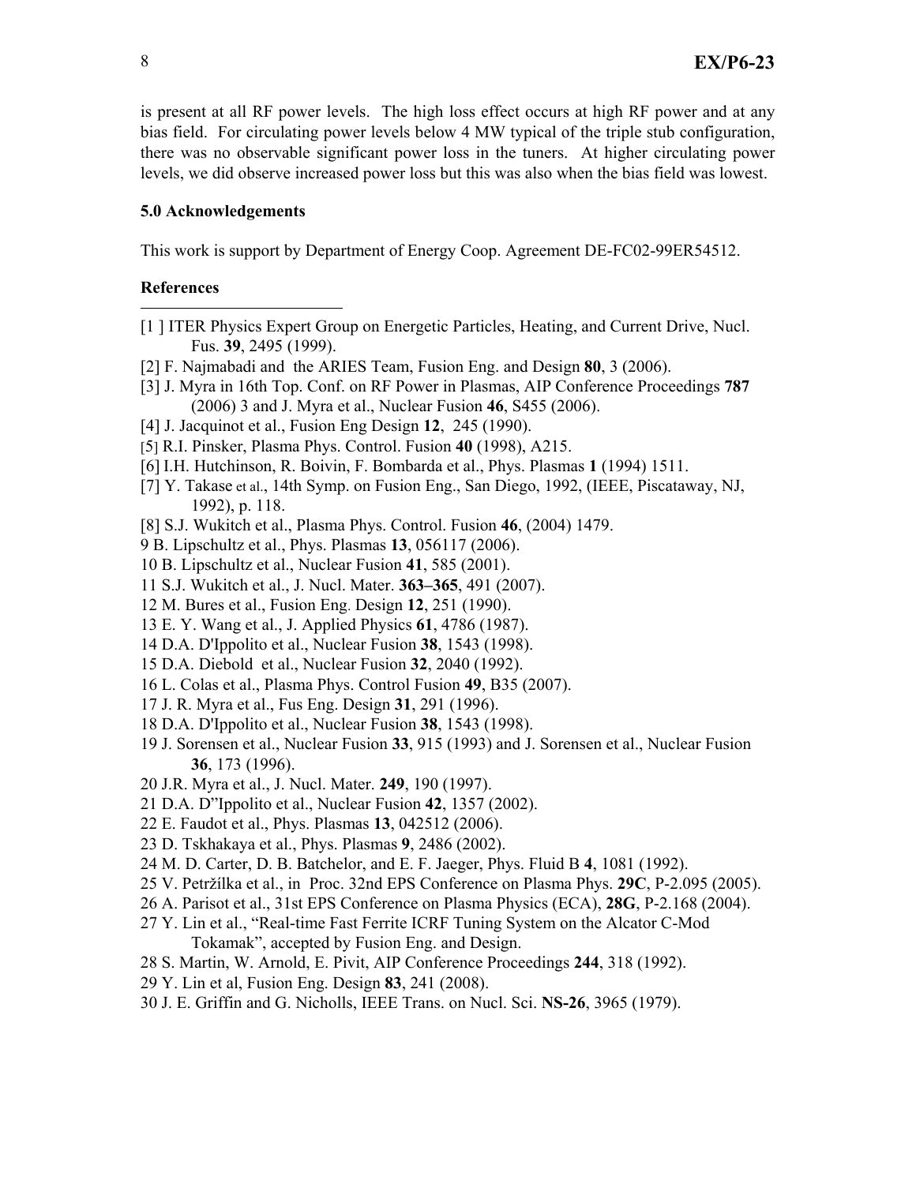is present at all RF power levels. The high loss effect occurs at high RF power and at any bias field. For circulating power levels below 4 MW typical of the triple stub configuration, there was no observable significant power loss in the tuners. At higher circulating power levels, we did observe increased power loss but this was also when the bias field was lowest.

### 5.0 Acknowledgements

This work is support by Department of Energy Coop. Agreement DE-FC02-99ER54512.

### References

[1 ] ITER Physics Expert Group on Energetic Particles, Heating, and Current Drive, Nucl. Fus. **39**, 2495 (1999).

[2] F. Najmabadi and the ARIES Team, Fusion Eng. and Design **80**, 3 (2006).

[3] J. Myra in 16th Top. Conf. on RF Power in Plasmas, AIP Conference Proceedings **787** (2006) 3 and J. Myra et al., Nuclear Fusion **46**, S455 (2006).

[4] J. Jacquinot et al., Fusion Eng Design **12**, 245 (1990).

[5] R.I. Pinsker, Plasma Phys. Control. Fusion **40** (1998), A215.

[6] I.H. Hutchinson, R. Boivin, F. Bombarda et al., Phys. Plasmas **1** (1994) 1511.

[7] Y. Takase et al., 14th Symp. on Fusion Eng., San Diego, 1992, (IEEE, Piscataway, NJ, 1992), p. 118.

[8] S.J. Wukitch et al., Plasma Phys. Control. Fusion **46**, (2004) 1479.

9 B. Lipschultz et al., Phys. Plasmas **13**, 056117 (2006).

10 B. Lipschultz et al., Nuclear Fusion **41**, 585 (2001).

11 S.J. Wukitch et al., J. Nucl. Mater. **363–365**, 491 (2007).

12 M. Bures et al., Fusion Eng. Design **12**, 251 (1990).

13 E. Y. Wang et al., J. Applied Physics **61**, 4786 (1987).

14 D.A. D'Ippolito et al., Nuclear Fusion **38**, 1543 (1998).

15 D.A. Diebold et al., Nuclear Fusion **32**, 2040 (1992).

16 L. Colas et al., Plasma Phys. Control Fusion **49**, B35 (2007).

17 J. R. Myra et al., Fus Eng. Design **31**, 291 (1996).

18 D.A. D'Ippolito et al., Nuclear Fusion **38**, 1543 (1998).

19 J. Sorensen et al., Nuclear Fusion **33**, 915 (1993) and J. Sorensen et al., Nuclear Fusion **36**, 173 (1996).

20 J.R. Myra et al., J. Nucl. Mater. **249**, 190 (1997).

21 D.A. D"Ippolito et al., Nuclear Fusion **42**, 1357 (2002).

22 E. Faudot et al., Phys. Plasmas **13**, 042512 (2006).

23 D. Tskhakaya et al., Phys. Plasmas **9**, 2486 (2002).

24 M. D. Carter, D. B. Batchelor, and E. F. Jaeger, Phys. Fluid B **4**, 1081 (1992).

25 V. Petržílka et al., in Proc. 32nd EPS Conference on Plasma Phys. **29C**, P-2.095 (2005).

26 A. Parisot et al., 31st EPS Conference on Plasma Physics (ECA), **28G**, P-2.168 (2004).

27 Y. Lin et al., "Real-time Fast Ferrite ICRF Tuning System on the Alcator C-Mod Tokamak", accepted by Fusion Eng. and Design.

28 S. Martin, W. Arnold, E. Pivit, AIP Conference Proceedings **244**, 318 (1992).

29 Y. Lin et al, Fusion Eng. Design **83**, 241 (2008).

30 J. E. Griffin and G. Nicholls, IEEE Trans. on Nucl. Sci. **NS-26**, 3965 (1979).